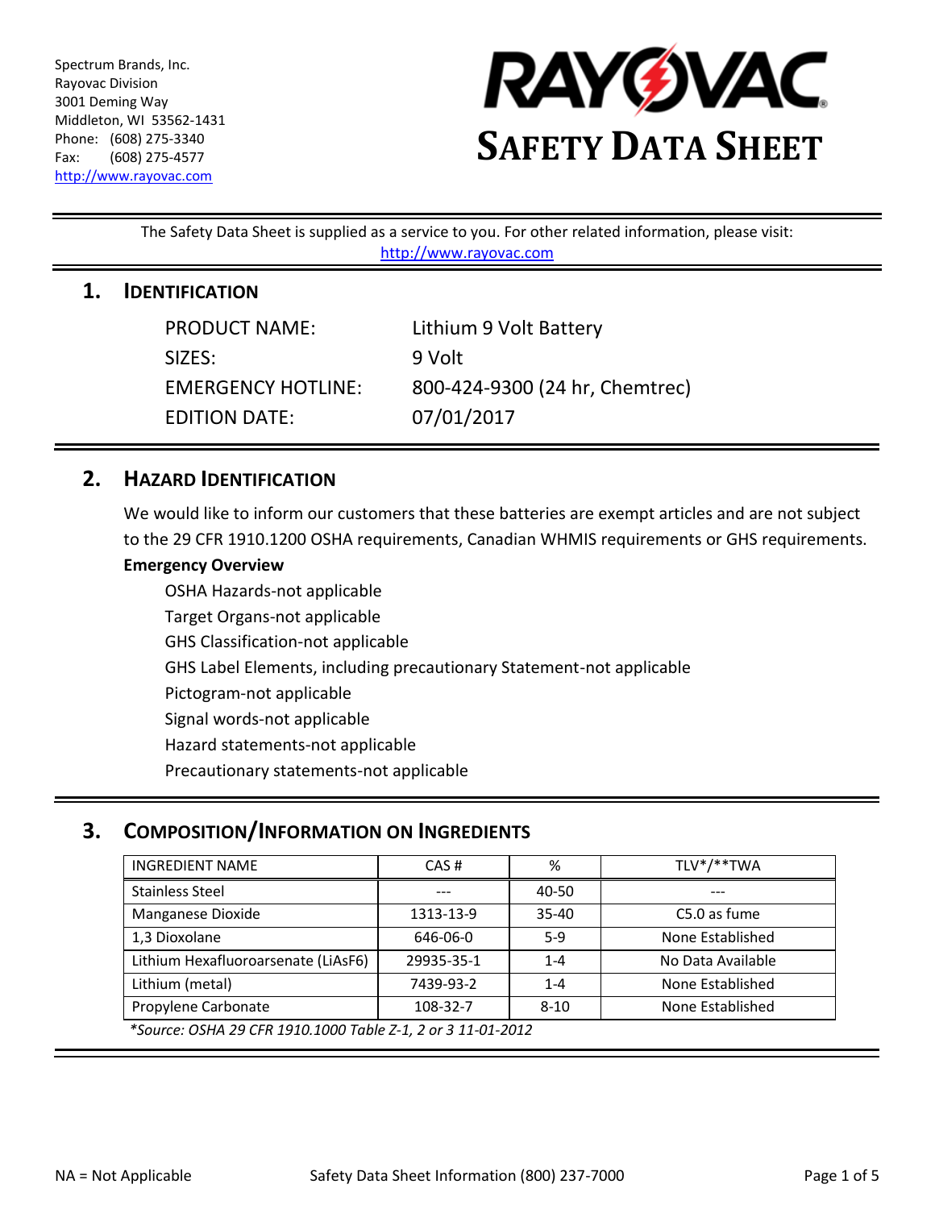Spectrum Brands, Inc.
Rayovac Division
3001 Deming Way
Middleton, WI 53562-1431
Phone: (608) 275-3340
Fax: (608) 275-4577
http://www.rayovac.com

# RAYOVAC SAFETY DATA SHEET

The Safety Data Sheet is supplied as a service to you. For other related information, please visit: http://www.rayovac.com

## 1. IDENTIFICATION

| | |
|---|---|
| PRODUCT NAME: | Lithium 9 Volt Battery |
| SIZES: | 9 Volt |
| EMERGENCY HOTLINE: | 800-424-9300 (24 hr, Chemtrec) |
| EDITION DATE: | 07/01/2017 |

## 2. HAZARD IDENTIFICATION

We would like to inform our customers that these batteries are exempt articles and are not subject to the 29 CFR 1910.1200 OSHA requirements, Canadian WHMIS requirements or GHS requirements.

**Emergency Overview**

OSHA Hazards-not applicable
Target Organs-not applicable
GHS Classification-not applicable
GHS Label Elements, including precautionary Statement-not applicable
Pictogram-not applicable
Signal words-not applicable
Hazard statements-not applicable
Precautionary statements-not applicable

## 3. COMPOSITION/INFORMATION ON INGREDIENTS

| INGREDIENT NAME | CAS # | % | TLV*/**TWA |
|---|---|---|---|
| Stainless Steel | --- | 40-50 | --- |
| Manganese Dioxide | 1313-13-9 | 35-40 | C5.0 as fume |
| 1,3 Dioxolane | 646-06-0 | 5-9 | None Established |
| Lithium Hexafluoroarsenate ($LiAsF_6$) | 29935-35-1 | 1-4 | No Data Available |
| Lithium (metal) | 7439-93-2 | 1-4 | None Established |
| Propylene Carbonate | 108-32-7 | 8-10 | None Established |

*\*Source: OSHA 29 CFR 1910.1000 Table Z-1, 2 or 3 11-01-2012*

NA = Not Applicable

Safety Data Sheet Information (800) 237-7000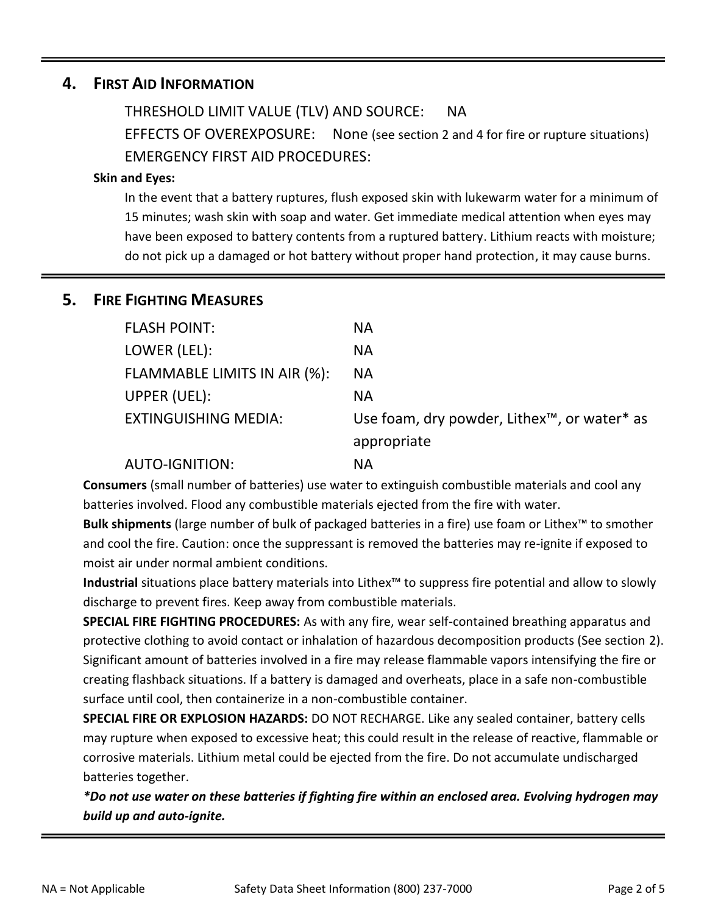## 4. First Aid Information

THRESHOLD LIMIT VALUE (TLV) AND SOURCE: NA

EFFECTS OF OVEREXPOSURE: None (see section 2 and 4 for fire or rupture situations)

EMERGENCY FIRST AID PROCEDURES:

**Skin and Eyes:**

In the event that a battery ruptures, flush exposed skin with lukewarm water for a minimum of 15 minutes; wash skin with soap and water. Get immediate medical attention when eyes may have been exposed to battery contents from a ruptured battery. Lithium reacts with moisture; do not pick up a damaged or hot battery without proper hand protection, it may cause burns.

## 5. Fire Fighting Measures

| | |
|---|---|
| FLASH POINT: | NA |
| LOWER (LEL): | NA |
| FLAMMABLE LIMITS IN AIR (%): | NA |
| UPPER (UEL): | NA |
| EXTINGUISHING MEDIA: | Use foam, dry powder, Lithex™, or water* as appropriate |
| AUTO-IGNITION: | NA |

**Consumers** (small number of batteries) use water to extinguish combustible materials and cool any batteries involved. Flood any combustible materials ejected from the fire with water.

**Bulk shipments** (large number of bulk of packaged batteries in a fire) use foam or Lithex™ to smother and cool the fire. Caution: once the suppressant is removed the batteries may re-ignite if exposed to moist air under normal ambient conditions.

**Industrial** situations place battery materials into Lithex™ to suppress fire potential and allow to slowly discharge to prevent fires. Keep away from combustible materials.

**SPECIAL FIRE FIGHTING PROCEDURES:** As with any fire, wear self-contained breathing apparatus and protective clothing to avoid contact or inhalation of hazardous decomposition products (See section 2). Significant amount of batteries involved in a fire may release flammable vapors intensifying the fire or creating flashback situations. If a battery is damaged and overheats, place in a safe non-combustible surface until cool, then containerize in a non-combustible container.

**SPECIAL FIRE OR EXPLOSION HAZARDS:** DO NOT RECHARGE. Like any sealed container, battery cells may rupture when exposed to excessive heat; this could result in the release of reactive, flammable or corrosive materials. Lithium metal could be ejected from the fire. Do not accumulate undischarged batteries together.

***Do not use water on these batteries if fighting fire within an enclosed area. Evolving hydrogen may build up and auto-ignite.***

NA = Not Applicable     Safety Data Sheet Information (800) 237-7000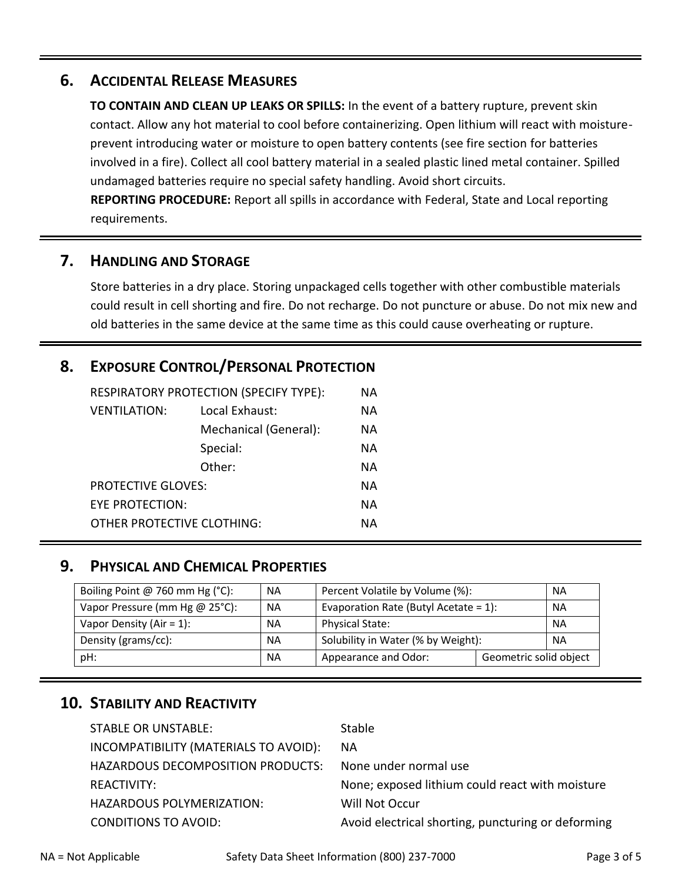## 6. Accidental Release Measures

**TO CONTAIN AND CLEAN UP LEAKS OR SPILLS:** In the event of a battery rupture, prevent skin contact. Allow any hot material to cool before containerizing. Open lithium will react with moisture- prevent introducing water or moisture to open battery contents (see fire section for batteries involved in a fire). Collect all cool battery material in a sealed plastic lined metal container. Spilled undamaged batteries require no special safety handling. Avoid short circuits.

**REPORTING PROCEDURE:** Report all spills in accordance with Federal, State and Local reporting requirements.

## 7. Handling and Storage

Store batteries in a dry place. Storing unpackaged cells together with other combustible materials could result in cell shorting and fire. Do not recharge. Do not puncture or abuse. Do not mix new and old batteries in the same device at the same time as this could cause overheating or rupture.

## 8. Exposure Control/Personal Protection

| | | |
|---|---|---|
| RESPIRATORY PROTECTION (SPECIFY TYPE): | | NA |
| VENTILATION: | Local Exhaust: | NA |
| | Mechanical (General): | NA |
| | Special: | NA |
| | Other: | NA |
| PROTECTIVE GLOVES: | | NA |
| EYE PROTECTION: | | NA |
| OTHER PROTECTIVE CLOTHING: | | NA |

## 9. Physical and Chemical Properties

| Property | Value | Property | Value |
|---|---|---|---|
| Boiling Point @ 760 mm Hg (°C): | NA | Percent Volatile by Volume (%): | NA |
| Vapor Pressure (mm Hg @ 25°C): | NA | Evaporation Rate (Butyl Acetate = 1): | NA |
| Vapor Density (Air = 1): | NA | Physical State: | NA |
| Density (grams/cc): | NA | Solubility in Water (% by Weight): | NA |
| pH: | NA | Appearance and Odor: | Geometric solid object |

## 10. Stability and Reactivity

| | |
|---|---|
| STABLE OR UNSTABLE: | Stable |
| INCOMPATIBILITY (MATERIALS TO AVOID): | NA |
| HAZARDOUS DECOMPOSITION PRODUCTS: | None under normal use |
| REACTIVITY: | None; exposed lithium could react with moisture |
| HAZARDOUS POLYMERIZATION: | Will Not Occur |
| CONDITIONS TO AVOID: | Avoid electrical shorting, puncturing or deforming |

NA = Not Applicable Safety Data Sheet Information (800) 237-7000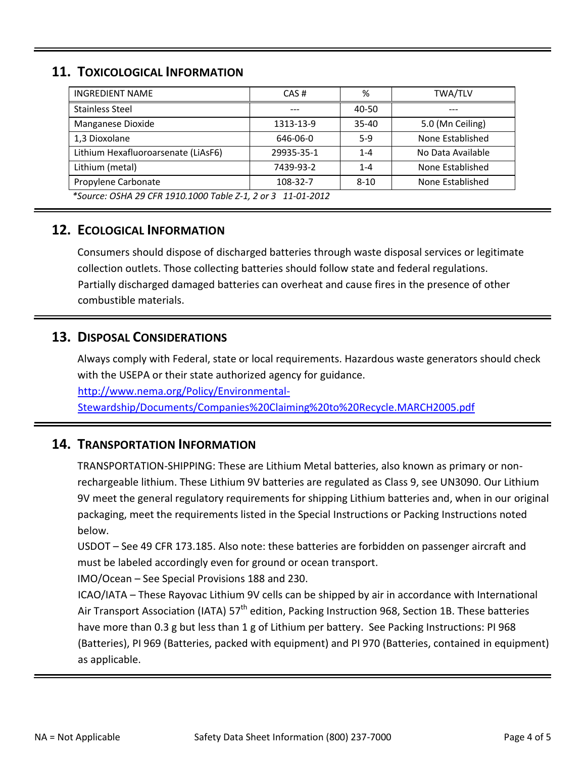## 11. Toxicological Information

| INGREDIENT NAME | CAS # | % | TWA/TLV |
|---|---|---|---|
| Stainless Steel | --- | 40-50 | --- |
| Manganese Dioxide | 1313-13-9 | 35-40 | 5.0 (Mn Ceiling) |
| 1,3 Dioxolane | 646-06-0 | 5-9 | None Established |
| Lithium Hexafluoroarsenate (LiAsF6) | 29935-35-1 | 1-4 | No Data Available |
| Lithium (metal) | 7439-93-2 | 1-4 | None Established |
| Propylene Carbonate | 108-32-7 | 8-10 | None Established |

*\*Source: OSHA 29 CFR 1910.1000 Table Z-1, 2 or 3 11-01-2012*

## 12. Ecological Information

Consumers should dispose of discharged batteries through waste disposal services or legitimate collection outlets. Those collecting batteries should follow state and federal regulations. Partially discharged damaged batteries can overheat and cause fires in the presence of other combustible materials.

## 13. Disposal Considerations

Always comply with Federal, state or local requirements. Hazardous waste generators should check with the USEPA or their state authorized agency for guidance.
http://www.nema.org/Policy/Environmental-Stewardship/Documents/Companies%20Claiming%20to%20Recycle.MARCH2005.pdf

## 14. Transportation Information

TRANSPORTATION-SHIPPING: These are Lithium Metal batteries, also known as primary or non-rechargeable lithium. These Lithium 9V batteries are regulated as Class 9, see UN3090. Our Lithium 9V meet the general regulatory requirements for shipping Lithium batteries and, when in our original packaging, meet the requirements listed in the Special Instructions or Packing Instructions noted below.

USDOT – See 49 CFR 173.185. Also note: these batteries are forbidden on passenger aircraft and must be labeled accordingly even for ground or ocean transport.

IMO/Ocean – See Special Provisions 188 and 230.

ICAO/IATA – These Rayovac Lithium 9V cells can be shipped by air in accordance with International Air Transport Association (IATA) 57th edition, Packing Instruction 968, Section 1B. These batteries have more than 0.3 g but less than 1 g of Lithium per battery. See Packing Instructions: PI 968 (Batteries), PI 969 (Batteries, packed with equipment) and PI 970 (Batteries, contained in equipment) as applicable.

NA = Not Applicable

Safety Data Sheet Information (800) 237-7000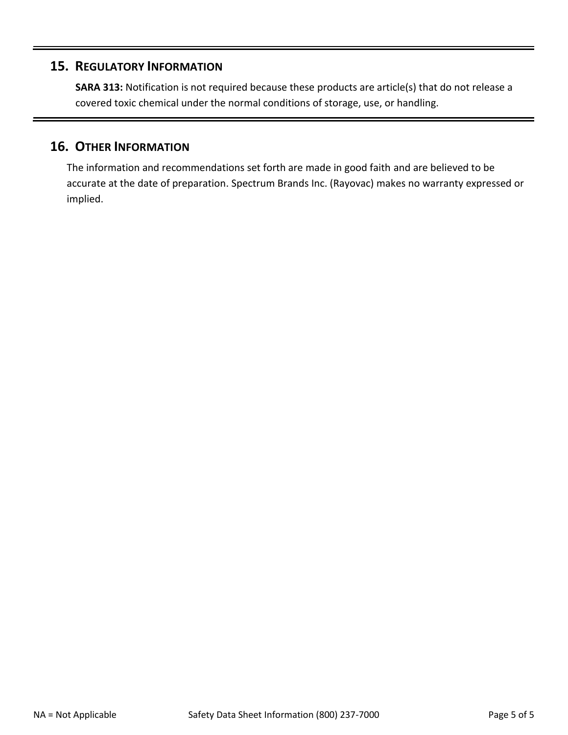## 15. Regulatory Information

**SARA 313:** Notification is not required because these products are article(s) that do not release a covered toxic chemical under the normal conditions of storage, use, or handling.

## 16. Other Information

The information and recommendations set forth are made in good faith and are believed to be accurate at the date of preparation. Spectrum Brands Inc. (Rayovac) makes no warranty expressed or implied.

NA = Not Applicable Safety Data Sheet Information (800) 237-7000